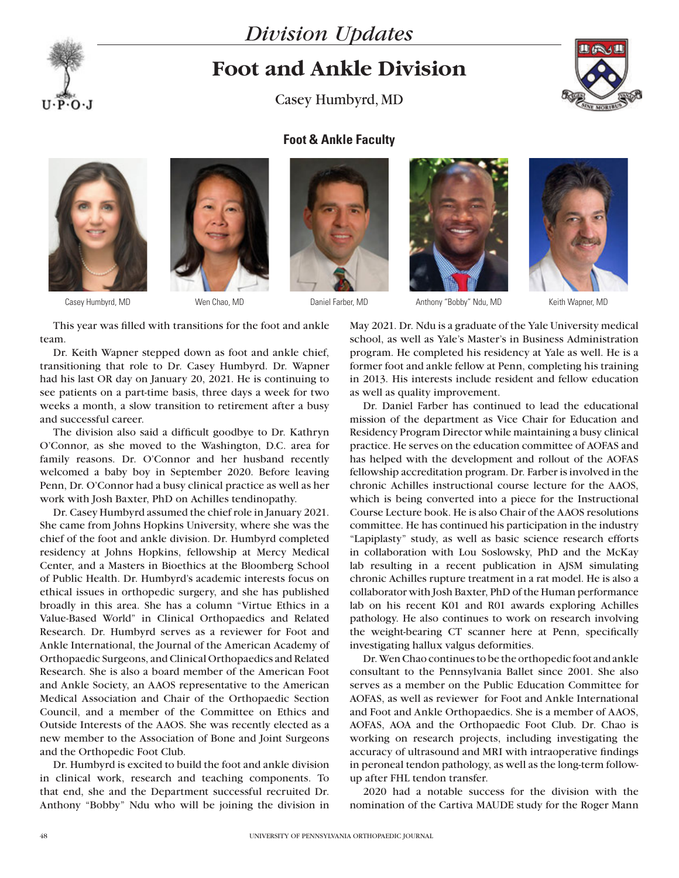*Division Updates*

# Foot and Ankle Division

Casey Humbyrd, MD

## Foot & Ankle Faculty

Casey Humbyrd, MD

Wen Chao, MD

Daniel Farber, MD

Anthony "Bobby" Ndu, MD

Keith Wapner, MD

This year was filled with transitions for the foot and ankle team.

Dr. Keith Wapner stepped down as foot and ankle chief, transitioning that role to Dr. Casey Humbyrd. Dr. Wapner had his last OR day on January 20, 2021. He is continuing to see patients on a part-time basis, three days a week for two weeks a month, a slow transition to retirement after a busy and successful career.

The division also said a difficult goodbye to Dr. Kathryn O'Connor, as she moved to the Washington, D.C. area for family reasons. Dr. O'Connor and her husband recently welcomed a baby boy in September 2020. Before leaving Penn, Dr. O'Connor had a busy clinical practice as well as her work with Josh Baxter, PhD on Achilles tendinopathy.

Dr. Casey Humbyrd assumed the chief role in January 2021. She came from Johns Hopkins University, where she was the chief of the foot and ankle division. Dr. Humbyrd completed residency at Johns Hopkins, fellowship at Mercy Medical Center, and a Masters in Bioethics at the Bloomberg School of Public Health. Dr. Humbyrd's academic interests focus on ethical issues in orthopedic surgery, and she has published broadly in this area. She has a column "Virtue Ethics in a Value-Based World" in Clinical Orthopaedics and Related Research. Dr. Humbyrd serves as a reviewer for Foot and Ankle International, the Journal of the American Academy of Orthopaedic Surgeons, and Clinical Orthopaedics and Related Research. She is also a board member of the American Foot and Ankle Society, an AAOS representative to the American Medical Association and Chair of the Orthopaedic Section Council, and a member of the Committee on Ethics and Outside Interests of the AAOS. She was recently elected as a new member to the Association of Bone and Joint Surgeons and the Orthopedic Foot Club.

Dr. Humbyrd is excited to build the foot and ankle division in clinical work, research and teaching components. To that end, she and the Department successful recruited Dr. Anthony "Bobby" Ndu who will be joining the division in May 2021. Dr. Ndu is a graduate of the Yale University medical school, as well as Yale's Master's in Business Administration program. He completed his residency at Yale as well. He is a former foot and ankle fellow at Penn, completing his training in 2013. His interests include resident and fellow education as well as quality improvement.

Dr. Daniel Farber has continued to lead the educational mission of the department as Vice Chair for Education and Residency Program Director while maintaining a busy clinical practice. He serves on the education committee of AOFAS and has helped with the development and rollout of the AOFAS fellowship accreditation program. Dr. Farber is involved in the chronic Achilles instructional course lecture for the AAOS, which is being converted into a piece for the Instructional Course Lecture book. He is also Chair of the AAOS resolutions committee. He has continued his participation in the industry "Lapiplasty" study, as well as basic science research efforts in collaboration with Lou Soslowsky, PhD and the McKay lab resulting in a recent publication in AJSM simulating chronic Achilles rupture treatment in a rat model. He is also a collaborator with Josh Baxter, PhD of the Human performance lab on his recent K01 and R01 awards exploring Achilles pathology. He also continues to work on research involving the weight-bearing CT scanner here at Penn, specifically investigating hallux valgus deformities.

Dr. Wen Chao continues to be the orthopedic foot and ankle consultant to the Pennsylvania Ballet since 2001. She also serves as a member on the Public Education Committee for AOFAS, as well as reviewer for Foot and Ankle International and Foot and Ankle Orthopaedics. She is a member of AAOS, AOFAS, AOA and the Orthopaedic Foot Club. Dr. Chao is working on research projects, including investigating the accuracy of ultrasound and MRI with intraoperative findings in peroneal tendon pathology, as well as the long-term follow-up after FHL tendon transfer.

2020 had a notable success for the division with the nomination of the Cartiva MAUDE study for the Roger Mann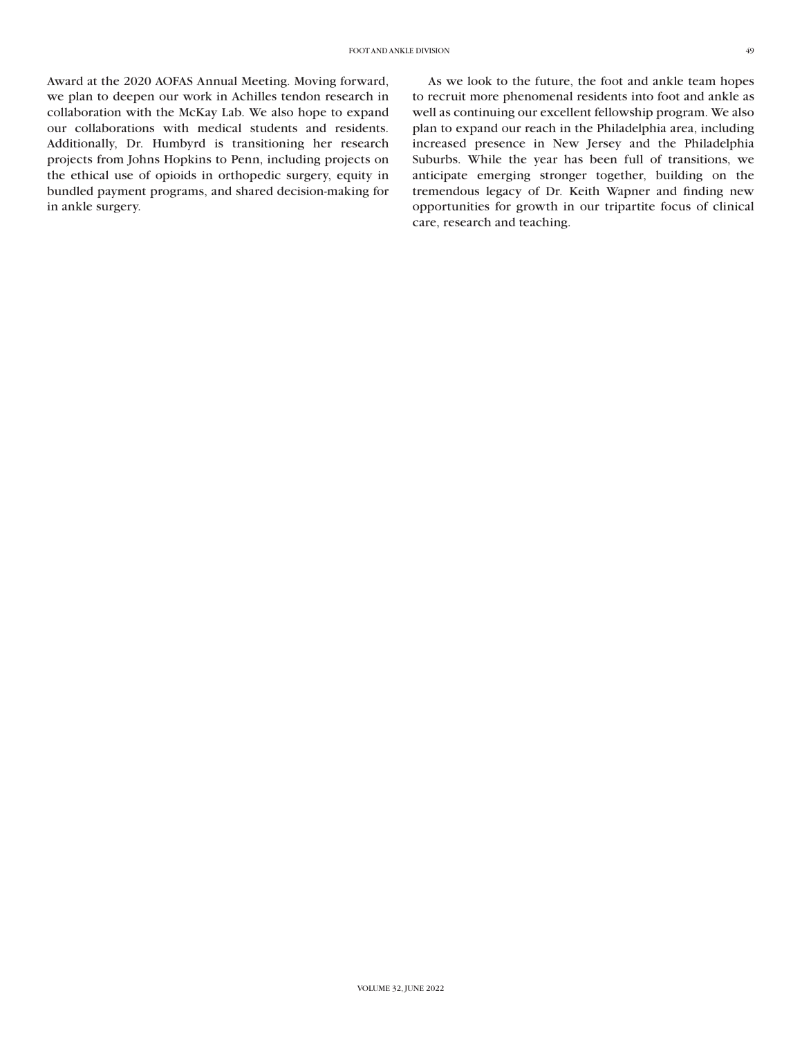Award at the 2020 AOFAS Annual Meeting. Moving forward, we plan to deepen our work in Achilles tendon research in collaboration with the McKay Lab. We also hope to expand our collaborations with medical students and residents. Additionally, Dr. Humbyrd is transitioning her research projects from Johns Hopkins to Penn, including projects on the ethical use of opioids in orthopedic surgery, equity in bundled payment programs, and shared decision-making for in ankle surgery.

As we look to the future, the foot and ankle team hopes to recruit more phenomenal residents into foot and ankle as well as continuing our excellent fellowship program. We also plan to expand our reach in the Philadelphia area, including increased presence in New Jersey and the Philadelphia Suburbs. While the year has been full of transitions, we anticipate emerging stronger together, building on the tremendous legacy of Dr. Keith Wapner and finding new opportunities for growth in our tripartite focus of clinical care, research and teaching.